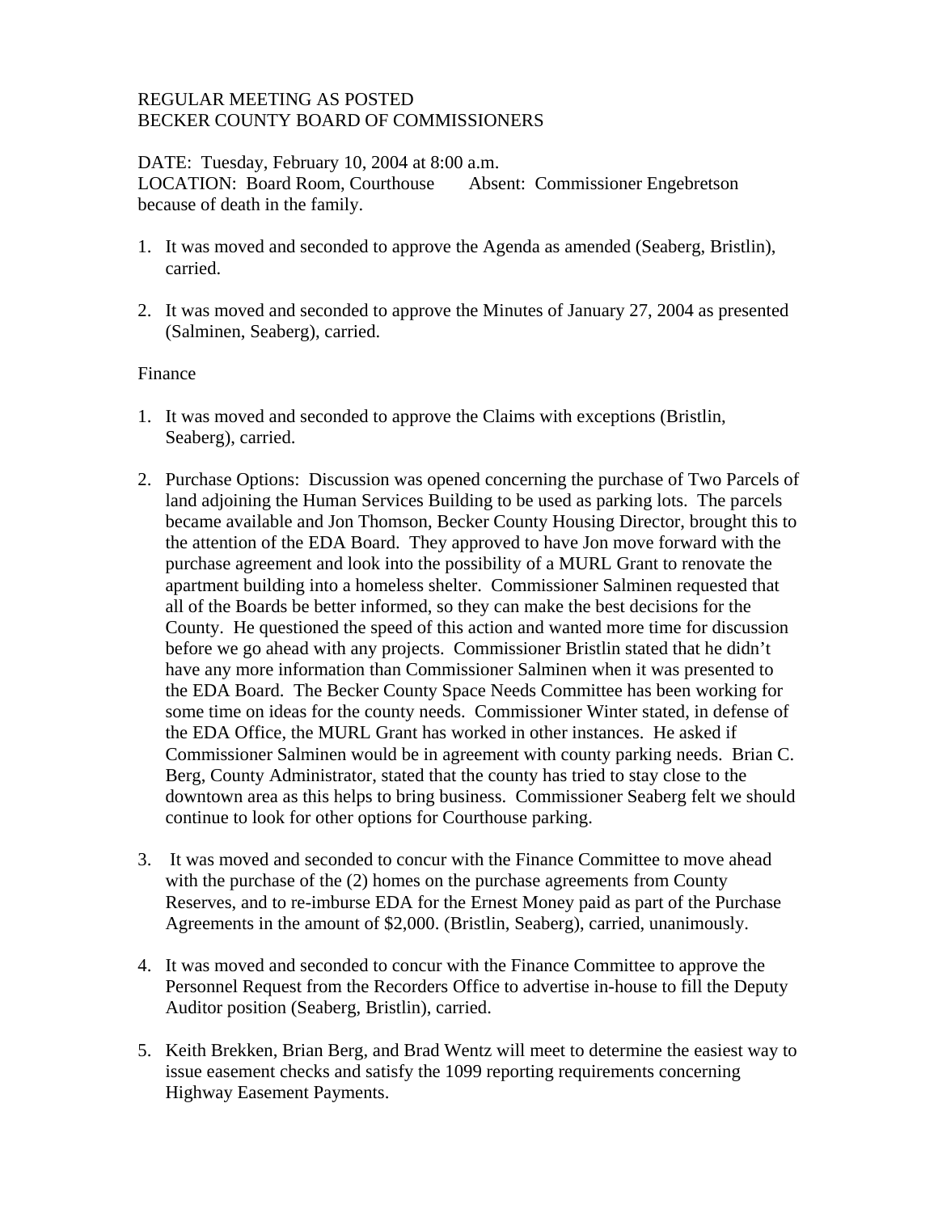REGULAR MEETING AS POSTED
BECKER COUNTY BOARD OF COMMISSIONERS

DATE: Tuesday, February 10, 2004 at 8:00 a.m.
LOCATION: Board Room, Courthouse    Absent: Commissioner Engebretson because of death in the family.

1. It was moved and seconded to approve the Agenda as amended (Seaberg, Bristlin), carried.

2. It was moved and seconded to approve the Minutes of January 27, 2004 as presented (Salminen, Seaberg), carried.

Finance

1. It was moved and seconded to approve the Claims with exceptions (Bristlin, Seaberg), carried.

2. Purchase Options: Discussion was opened concerning the purchase of Two Parcels of land adjoining the Human Services Building to be used as parking lots. The parcels became available and Jon Thomson, Becker County Housing Director, brought this to the attention of the EDA Board. They approved to have Jon move forward with the purchase agreement and look into the possibility of a MURL Grant to renovate the apartment building into a homeless shelter. Commissioner Salminen requested that all of the Boards be better informed, so they can make the best decisions for the County. He questioned the speed of this action and wanted more time for discussion before we go ahead with any projects. Commissioner Bristlin stated that he didn't have any more information than Commissioner Salminen when it was presented to the EDA Board. The Becker County Space Needs Committee has been working for some time on ideas for the county needs. Commissioner Winter stated, in defense of the EDA Office, the MURL Grant has worked in other instances. He asked if Commissioner Salminen would be in agreement with county parking needs. Brian C. Berg, County Administrator, stated that the county has tried to stay close to the downtown area as this helps to bring business. Commissioner Seaberg felt we should continue to look for other options for Courthouse parking.

3. It was moved and seconded to concur with the Finance Committee to move ahead with the purchase of the (2) homes on the purchase agreements from County Reserves, and to re-imburse EDA for the Ernest Money paid as part of the Purchase Agreements in the amount of $2,000. (Bristlin, Seaberg), carried, unanimously.

4. It was moved and seconded to concur with the Finance Committee to approve the Personnel Request from the Recorders Office to advertise in-house to fill the Deputy Auditor position (Seaberg, Bristlin), carried.

5. Keith Brekken, Brian Berg, and Brad Wentz will meet to determine the easiest way to issue easement checks and satisfy the 1099 reporting requirements concerning Highway Easement Payments.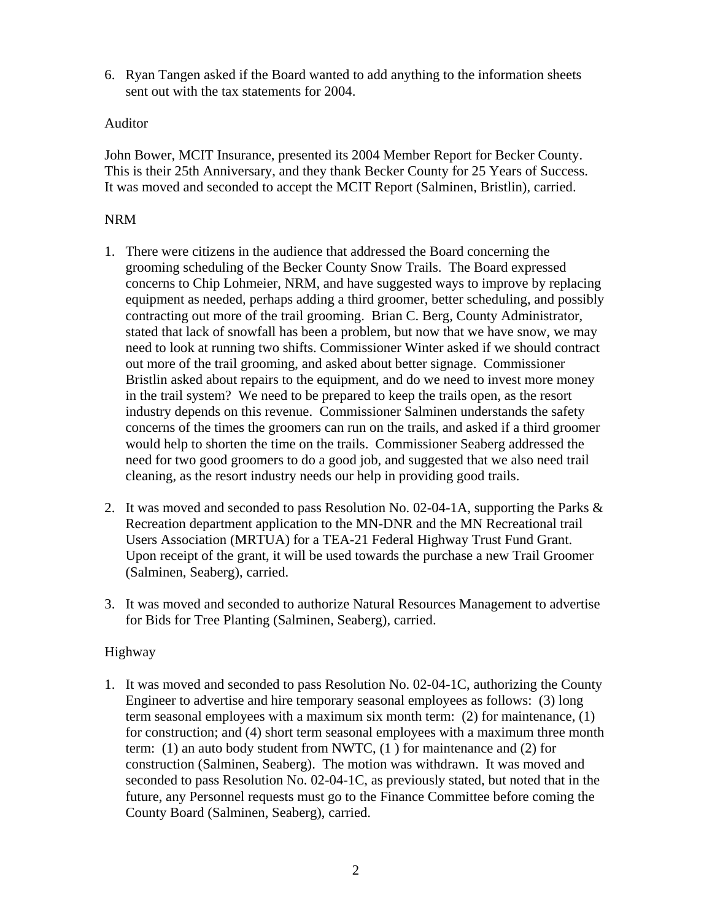6. Ryan Tangen asked if the Board wanted to add anything to the information sheets sent out with the tax statements for 2004.

Auditor

John Bower, MCIT Insurance, presented its 2004 Member Report for Becker County. This is their 25th Anniversary, and they thank Becker County for 25 Years of Success. It was moved and seconded to accept the MCIT Report (Salminen, Bristlin), carried.

NRM

1. There were citizens in the audience that addressed the Board concerning the grooming scheduling of the Becker County Snow Trails. The Board expressed concerns to Chip Lohmeier, NRM, and have suggested ways to improve by replacing equipment as needed, perhaps adding a third groomer, better scheduling, and possibly contracting out more of the trail grooming. Brian C. Berg, County Administrator, stated that lack of snowfall has been a problem, but now that we have snow, we may need to look at running two shifts. Commissioner Winter asked if we should contract out more of the trail grooming, and asked about better signage. Commissioner Bristlin asked about repairs to the equipment, and do we need to invest more money in the trail system? We need to be prepared to keep the trails open, as the resort industry depends on this revenue. Commissioner Salminen understands the safety concerns of the times the groomers can run on the trails, and asked if a third groomer would help to shorten the time on the trails. Commissioner Seaberg addressed the need for two good groomers to do a good job, and suggested that we also need trail cleaning, as the resort industry needs our help in providing good trails.

2. It was moved and seconded to pass Resolution No. 02-04-1A, supporting the Parks & Recreation department application to the MN-DNR and the MN Recreational trail Users Association (MRTUA) for a TEA-21 Federal Highway Trust Fund Grant. Upon receipt of the grant, it will be used towards the purchase a new Trail Groomer (Salminen, Seaberg), carried.

3. It was moved and seconded to authorize Natural Resources Management to advertise for Bids for Tree Planting (Salminen, Seaberg), carried.

Highway

1. It was moved and seconded to pass Resolution No. 02-04-1C, authorizing the County Engineer to advertise and hire temporary seasonal employees as follows: (3) long term seasonal employees with a maximum six month term: (2) for maintenance, (1) for construction; and (4) short term seasonal employees with a maximum three month term: (1) an auto body student from NWTC, (1 ) for maintenance and (2) for construction (Salminen, Seaberg). The motion was withdrawn. It was moved and seconded to pass Resolution No. 02-04-1C, as previously stated, but noted that in the future, any Personnel requests must go to the Finance Committee before coming the County Board (Salminen, Seaberg), carried.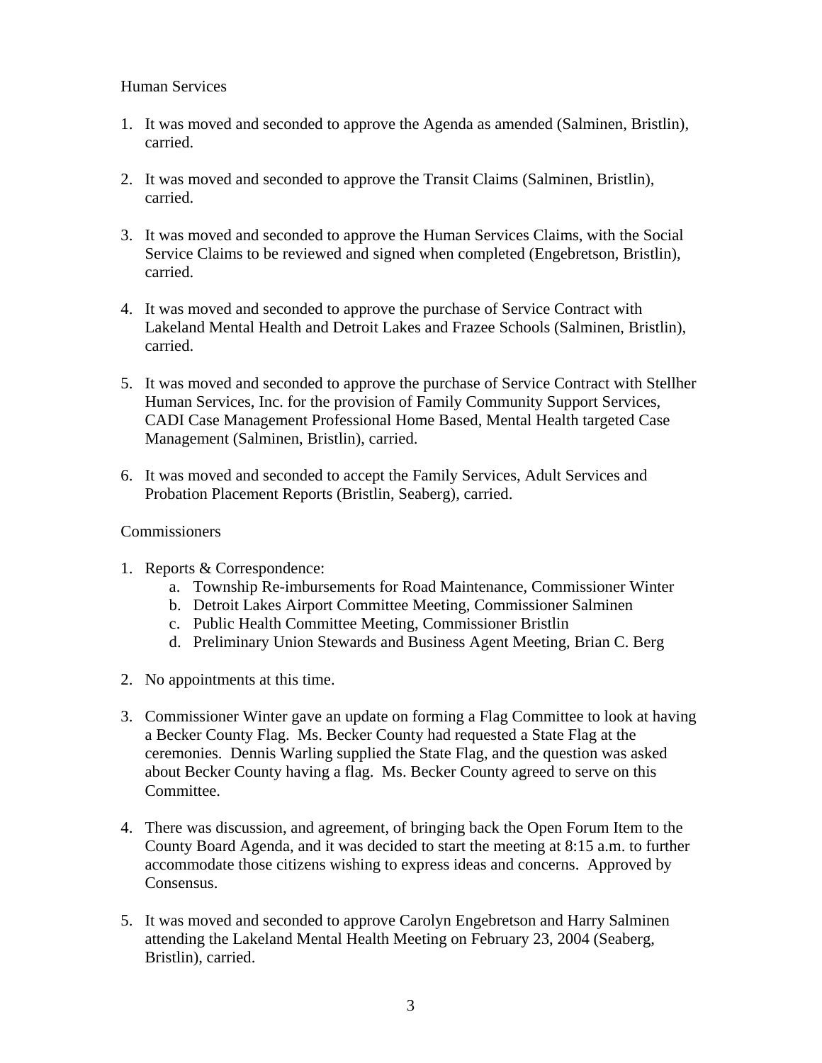Human Services

1. It was moved and seconded to approve the Agenda as amended (Salminen, Bristlin), carried.

2. It was moved and seconded to approve the Transit Claims (Salminen, Bristlin), carried.

3. It was moved and seconded to approve the Human Services Claims, with the Social Service Claims to be reviewed and signed when completed (Engebretson, Bristlin), carried.

4. It was moved and seconded to approve the purchase of Service Contract with Lakeland Mental Health and Detroit Lakes and Frazee Schools (Salminen, Bristlin), carried.

5. It was moved and seconded to approve the purchase of Service Contract with Stellher Human Services, Inc. for the provision of Family Community Support Services, CADI Case Management Professional Home Based, Mental Health targeted Case Management (Salminen, Bristlin), carried.

6. It was moved and seconded to accept the Family Services, Adult Services and Probation Placement Reports (Bristlin, Seaberg), carried.

Commissioners

1. Reports & Correspondence:
   a. Township Re-imbursements for Road Maintenance, Commissioner Winter
   b. Detroit Lakes Airport Committee Meeting, Commissioner Salminen
   c. Public Health Committee Meeting, Commissioner Bristlin
   d. Preliminary Union Stewards and Business Agent Meeting, Brian C. Berg

2. No appointments at this time.

3. Commissioner Winter gave an update on forming a Flag Committee to look at having a Becker County Flag. Ms. Becker County had requested a State Flag at the ceremonies. Dennis Warling supplied the State Flag, and the question was asked about Becker County having a flag. Ms. Becker County agreed to serve on this Committee.

4. There was discussion, and agreement, of bringing back the Open Forum Item to the County Board Agenda, and it was decided to start the meeting at 8:15 a.m. to further accommodate those citizens wishing to express ideas and concerns. Approved by Consensus.

5. It was moved and seconded to approve Carolyn Engebretson and Harry Salminen attending the Lakeland Mental Health Meeting on February 23, 2004 (Seaberg, Bristlin), carried.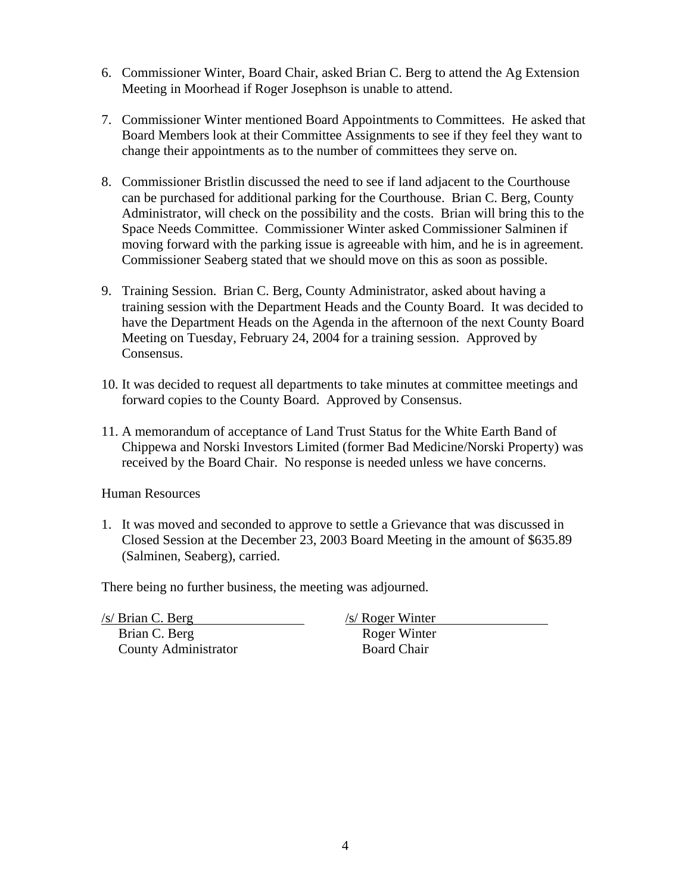6. Commissioner Winter, Board Chair, asked Brian C. Berg to attend the Ag Extension Meeting in Moorhead if Roger Josephson is unable to attend.

7. Commissioner Winter mentioned Board Appointments to Committees. He asked that Board Members look at their Committee Assignments to see if they feel they want to change their appointments as to the number of committees they serve on.

8. Commissioner Bristlin discussed the need to see if land adjacent to the Courthouse can be purchased for additional parking for the Courthouse. Brian C. Berg, County Administrator, will check on the possibility and the costs. Brian will bring this to the Space Needs Committee. Commissioner Winter asked Commissioner Salminen if moving forward with the parking issue is agreeable with him, and he is in agreement. Commissioner Seaberg stated that we should move on this as soon as possible.

9. Training Session. Brian C. Berg, County Administrator, asked about having a training session with the Department Heads and the County Board. It was decided to have the Department Heads on the Agenda in the afternoon of the next County Board Meeting on Tuesday, February 24, 2004 for a training session. Approved by Consensus.

10. It was decided to request all departments to take minutes at committee meetings and forward copies to the County Board. Approved by Consensus.

11. A memorandum of acceptance of Land Trust Status for the White Earth Band of Chippewa and Norski Investors Limited (former Bad Medicine/Norski Property) was received by the Board Chair. No response is needed unless we have concerns.

Human Resources

1. It was moved and seconded to approve to settle a Grievance that was discussed in Closed Session at the December 23, 2003 Board Meeting in the amount of $635.89 (Salminen, Seaberg), carried.

There being no further business, the meeting was adjourned.

/s/ Brian C. Berg
Brian C. Berg
County Administrator

/s/ Roger Winter
Roger Winter
Board Chair